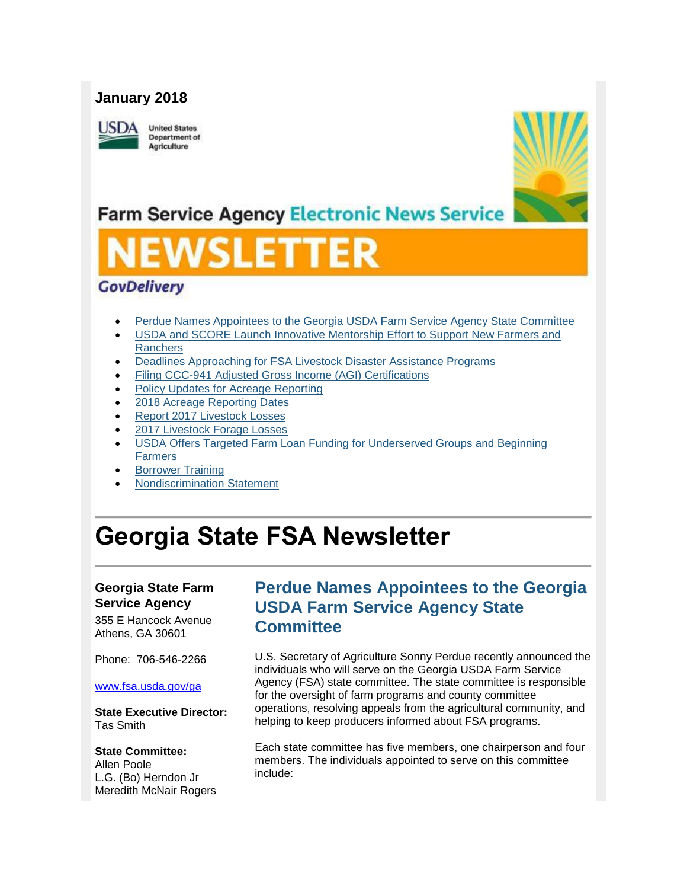**January 2018**

United States Department of Agriculture

Farm Service Agency Electronic News Service

# NEWSLETTER

GovDelivery

- Perdue Names Appointees to the Georgia USDA Farm Service Agency State Committee
- USDA and SCORE Launch Innovative Mentorship Effort to Support New Farmers and Ranchers
- Deadlines Approaching for FSA Livestock Disaster Assistance Programs
- Filing CCC-941 Adjusted Gross Income (AGI) Certifications
- Policy Updates for Acreage Reporting
- 2018 Acreage Reporting Dates
- Report 2017 Livestock Losses
- 2017 Livestock Forage Losses
- USDA Offers Targeted Farm Loan Funding for Underserved Groups and Beginning Farmers
- Borrower Training
- Nondiscrimination Statement

# Georgia State FSA Newsletter

**Georgia State Farm Service Agency**

355 E Hancock Avenue
Athens, GA 30601

Phone: 706-546-2266

www.fsa.usda.gov/ga

**State Executive Director:**
Tas Smith

**State Committee:**
Allen Poole
L.G. (Bo) Herndon Jr
Meredith McNair Rogers

## Perdue Names Appointees to the Georgia USDA Farm Service Agency State Committee

U.S. Secretary of Agriculture Sonny Perdue recently announced the individuals who will serve on the Georgia USDA Farm Service Agency (FSA) state committee. The state committee is responsible for the oversight of farm programs and county committee operations, resolving appeals from the agricultural community, and helping to keep producers informed about FSA programs.

Each state committee has five members, one chairperson and four members. The individuals appointed to serve on this committee include: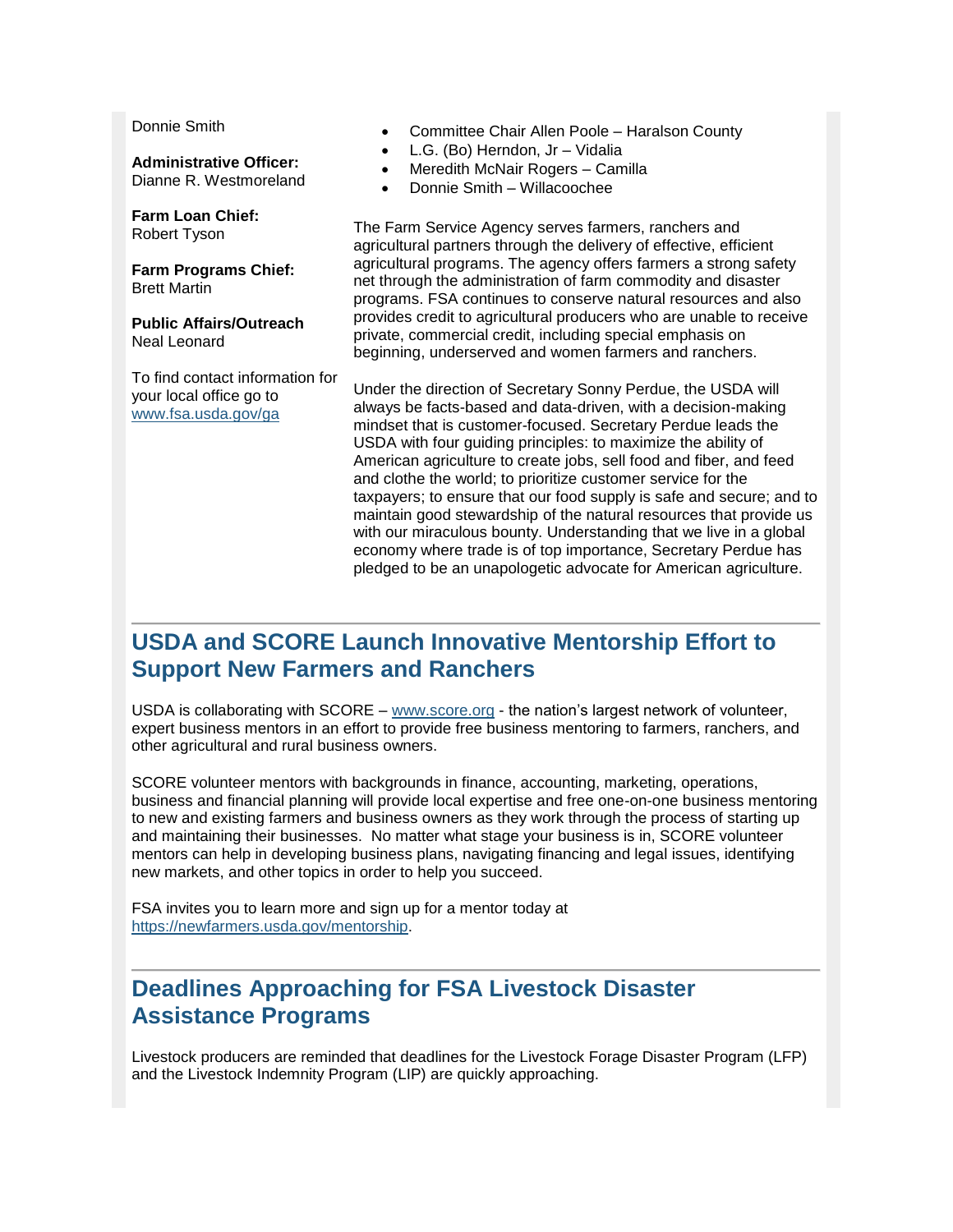Donnie Smith

**Administrative Officer:**
Dianne R. Westmoreland

**Farm Loan Chief:**
Robert Tyson

**Farm Programs Chief:**
Brett Martin

**Public Affairs/Outreach**
Neal Leonard

To find contact information for your local office go to [www.fsa.usda.gov/ga](www.fsa.usda.gov/ga)

- Committee Chair Allen Poole – Haralson County
- L.G. (Bo) Herndon, Jr – Vidalia
- Meredith McNair Rogers – Camilla
- Donnie Smith – Willacoochee

The Farm Service Agency serves farmers, ranchers and agricultural partners through the delivery of effective, efficient agricultural programs. The agency offers farmers a strong safety net through the administration of farm commodity and disaster programs. FSA continues to conserve natural resources and also provides credit to agricultural producers who are unable to receive private, commercial credit, including special emphasis on beginning, underserved and women farmers and ranchers.

Under the direction of Secretary Sonny Perdue, the USDA will always be facts-based and data-driven, with a decision-making mindset that is customer-focused. Secretary Perdue leads the USDA with four guiding principles: to maximize the ability of American agriculture to create jobs, sell food and fiber, and feed and clothe the world; to prioritize customer service for the taxpayers; to ensure that our food supply is safe and secure; and to maintain good stewardship of the natural resources that provide us with our miraculous bounty. Understanding that we live in a global economy where trade is of top importance, Secretary Perdue has pledged to be an unapologetic advocate for American agriculture.

## USDA and SCORE Launch Innovative Mentorship Effort to Support New Farmers and Ranchers

USDA is collaborating with SCORE – [www.score.org](www.score.org) - the nation's largest network of volunteer, expert business mentors in an effort to provide free business mentoring to farmers, ranchers, and other agricultural and rural business owners.

SCORE volunteer mentors with backgrounds in finance, accounting, marketing, operations, business and financial planning will provide local expertise and free one-on-one business mentoring to new and existing farmers and business owners as they work through the process of starting up and maintaining their businesses. No matter what stage your business is in, SCORE volunteer mentors can help in developing business plans, navigating financing and legal issues, identifying new markets, and other topics in order to help you succeed.

FSA invites you to learn more and sign up for a mentor today at [https://newfarmers.usda.gov/mentorship](https://newfarmers.usda.gov/mentorship).

## Deadlines Approaching for FSA Livestock Disaster Assistance Programs

Livestock producers are reminded that deadlines for the Livestock Forage Disaster Program (LFP) and the Livestock Indemnity Program (LIP) are quickly approaching.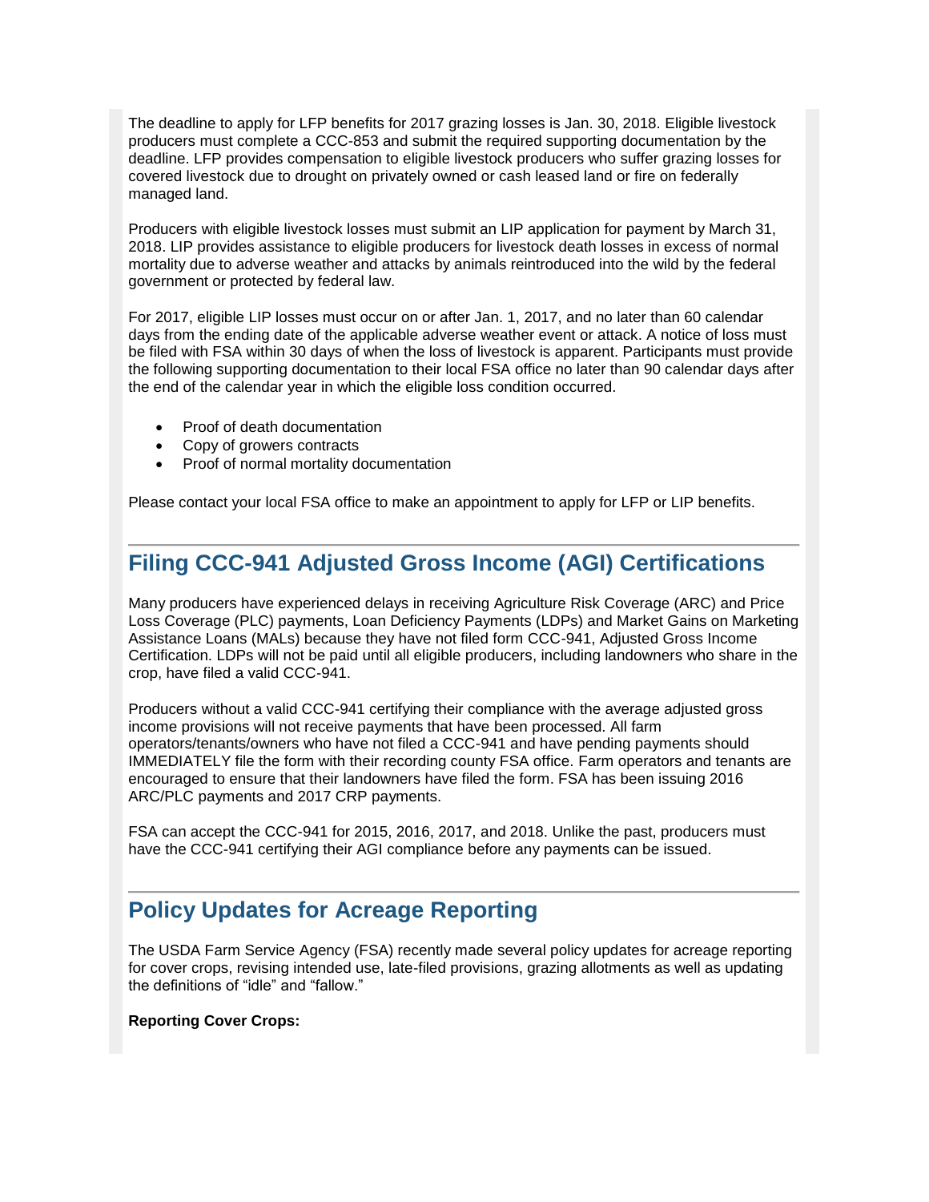The deadline to apply for LFP benefits for 2017 grazing losses is Jan. 30, 2018. Eligible livestock producers must complete a CCC-853 and submit the required supporting documentation by the deadline. LFP provides compensation to eligible livestock producers who suffer grazing losses for covered livestock due to drought on privately owned or cash leased land or fire on federally managed land.

Producers with eligible livestock losses must submit an LIP application for payment by March 31, 2018. LIP provides assistance to eligible producers for livestock death losses in excess of normal mortality due to adverse weather and attacks by animals reintroduced into the wild by the federal government or protected by federal law.

For 2017, eligible LIP losses must occur on or after Jan. 1, 2017, and no later than 60 calendar days from the ending date of the applicable adverse weather event or attack. A notice of loss must be filed with FSA within 30 days of when the loss of livestock is apparent. Participants must provide the following supporting documentation to their local FSA office no later than 90 calendar days after the end of the calendar year in which the eligible loss condition occurred.

- Proof of death documentation
- Copy of growers contracts
- Proof of normal mortality documentation

Please contact your local FSA office to make an appointment to apply for LFP or LIP benefits.

## Filing CCC-941 Adjusted Gross Income (AGI) Certifications

Many producers have experienced delays in receiving Agriculture Risk Coverage (ARC) and Price Loss Coverage (PLC) payments, Loan Deficiency Payments (LDPs) and Market Gains on Marketing Assistance Loans (MALs) because they have not filed form CCC-941, Adjusted Gross Income Certification. LDPs will not be paid until all eligible producers, including landowners who share in the crop, have filed a valid CCC-941.

Producers without a valid CCC-941 certifying their compliance with the average adjusted gross income provisions will not receive payments that have been processed. All farm operators/tenants/owners who have not filed a CCC-941 and have pending payments should IMMEDIATELY file the form with their recording county FSA office. Farm operators and tenants are encouraged to ensure that their landowners have filed the form. FSA has been issuing 2016 ARC/PLC payments and 2017 CRP payments.

FSA can accept the CCC-941 for 2015, 2016, 2017, and 2018. Unlike the past, producers must have the CCC-941 certifying their AGI compliance before any payments can be issued.

## Policy Updates for Acreage Reporting

The USDA Farm Service Agency (FSA) recently made several policy updates for acreage reporting for cover crops, revising intended use, late-filed provisions, grazing allotments as well as updating the definitions of "idle" and "fallow."

**Reporting Cover Crops:**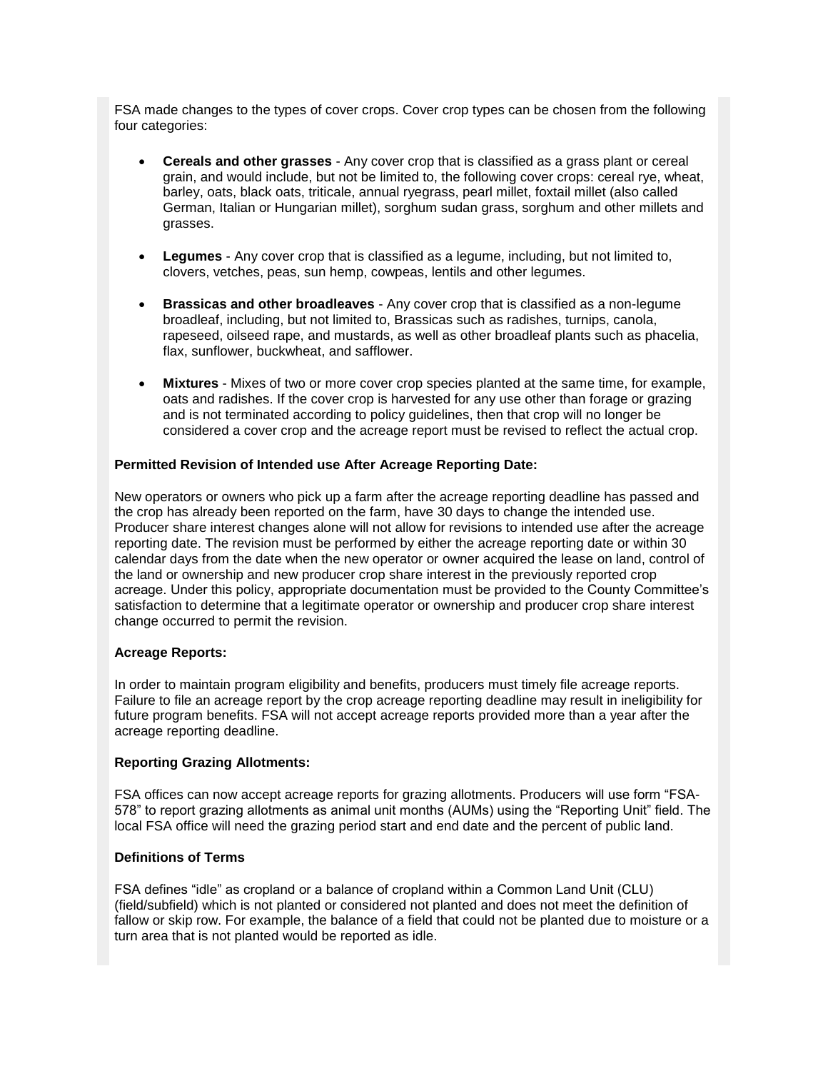FSA made changes to the types of cover crops. Cover crop types can be chosen from the following four categories:

- **Cereals and other grasses** - Any cover crop that is classified as a grass plant or cereal grain, and would include, but not be limited to, the following cover crops: cereal rye, wheat, barley, oats, black oats, triticale, annual ryegrass, pearl millet, foxtail millet (also called German, Italian or Hungarian millet), sorghum sudan grass, sorghum and other millets and grasses.
- **Legumes** - Any cover crop that is classified as a legume, including, but not limited to, clovers, vetches, peas, sun hemp, cowpeas, lentils and other legumes.
- **Brassicas and other broadleaves** - Any cover crop that is classified as a non-legume broadleaf, including, but not limited to, Brassicas such as radishes, turnips, canola, rapeseed, oilseed rape, and mustards, as well as other broadleaf plants such as phacelia, flax, sunflower, buckwheat, and safflower.
- **Mixtures** - Mixes of two or more cover crop species planted at the same time, for example, oats and radishes. If the cover crop is harvested for any use other than forage or grazing and is not terminated according to policy guidelines, then that crop will no longer be considered a cover crop and the acreage report must be revised to reflect the actual crop.

**Permitted Revision of Intended use After Acreage Reporting Date:**

New operators or owners who pick up a farm after the acreage reporting deadline has passed and the crop has already been reported on the farm, have 30 days to change the intended use. Producer share interest changes alone will not allow for revisions to intended use after the acreage reporting date. The revision must be performed by either the acreage reporting date or within 30 calendar days from the date when the new operator or owner acquired the lease on land, control of the land or ownership and new producer crop share interest in the previously reported crop acreage. Under this policy, appropriate documentation must be provided to the County Committee's satisfaction to determine that a legitimate operator or ownership and producer crop share interest change occurred to permit the revision.

**Acreage Reports:**

In order to maintain program eligibility and benefits, producers must timely file acreage reports. Failure to file an acreage report by the crop acreage reporting deadline may result in ineligibility for future program benefits. FSA will not accept acreage reports provided more than a year after the acreage reporting deadline.

**Reporting Grazing Allotments:**

FSA offices can now accept acreage reports for grazing allotments. Producers will use form "FSA-578" to report grazing allotments as animal unit months (AUMs) using the "Reporting Unit" field. The local FSA office will need the grazing period start and end date and the percent of public land.

**Definitions of Terms**

FSA defines "idle" as cropland or a balance of cropland within a Common Land Unit (CLU) (field/subfield) which is not planted or considered not planted and does not meet the definition of fallow or skip row. For example, the balance of a field that could not be planted due to moisture or a turn area that is not planted would be reported as idle.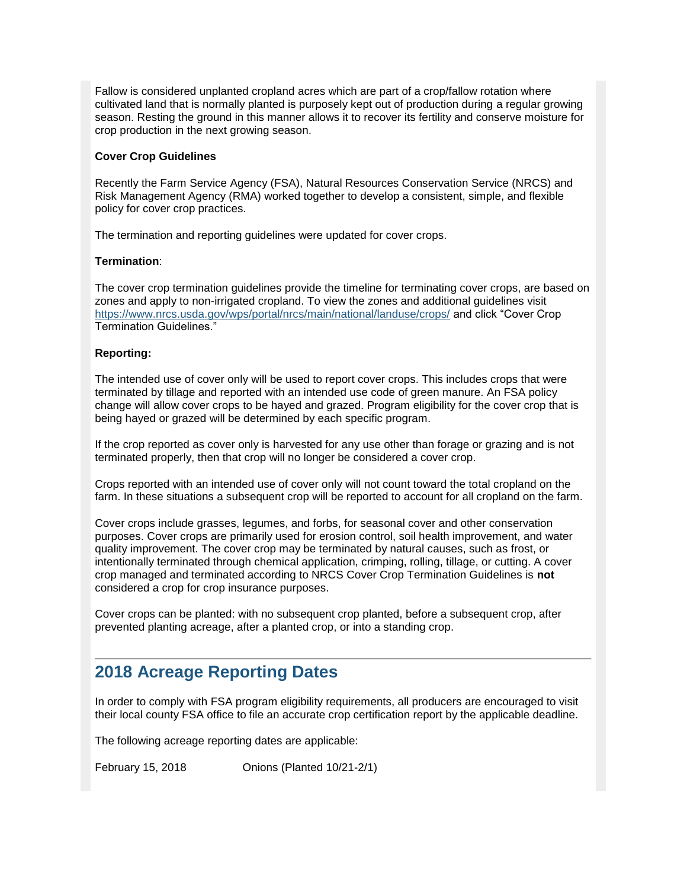Fallow is considered unplanted cropland acres which are part of a crop/fallow rotation where cultivated land that is normally planted is purposely kept out of production during a regular growing season. Resting the ground in this manner allows it to recover its fertility and conserve moisture for crop production in the next growing season.

**Cover Crop Guidelines**

Recently the Farm Service Agency (FSA), Natural Resources Conservation Service (NRCS) and Risk Management Agency (RMA) worked together to develop a consistent, simple, and flexible policy for cover crop practices.

The termination and reporting guidelines were updated for cover crops.

**Termination**:

The cover crop termination guidelines provide the timeline for terminating cover crops, are based on zones and apply to non-irrigated cropland. To view the zones and additional guidelines visit https://www.nrcs.usda.gov/wps/portal/nrcs/main/national/landuse/crops/ and click "Cover Crop Termination Guidelines."

**Reporting:**

The intended use of cover only will be used to report cover crops. This includes crops that were terminated by tillage and reported with an intended use code of green manure. An FSA policy change will allow cover crops to be hayed and grazed. Program eligibility for the cover crop that is being hayed or grazed will be determined by each specific program.

If the crop reported as cover only is harvested for any use other than forage or grazing and is not terminated properly, then that crop will no longer be considered a cover crop.

Crops reported with an intended use of cover only will not count toward the total cropland on the farm. In these situations a subsequent crop will be reported to account for all cropland on the farm.

Cover crops include grasses, legumes, and forbs, for seasonal cover and other conservation purposes. Cover crops are primarily used for erosion control, soil health improvement, and water quality improvement. The cover crop may be terminated by natural causes, such as frost, or intentionally terminated through chemical application, crimping, rolling, tillage, or cutting. A cover crop managed and terminated according to NRCS Cover Crop Termination Guidelines is **not** considered a crop for crop insurance purposes.

Cover crops can be planted: with no subsequent crop planted, before a subsequent crop, after prevented planting acreage, after a planted crop, or into a standing crop.

## 2018 Acreage Reporting Dates

In order to comply with FSA program eligibility requirements, all producers are encouraged to visit their local county FSA office to file an accurate crop certification report by the applicable deadline.

The following acreage reporting dates are applicable:

February 15, 2018 Onions (Planted 10/21-2/1)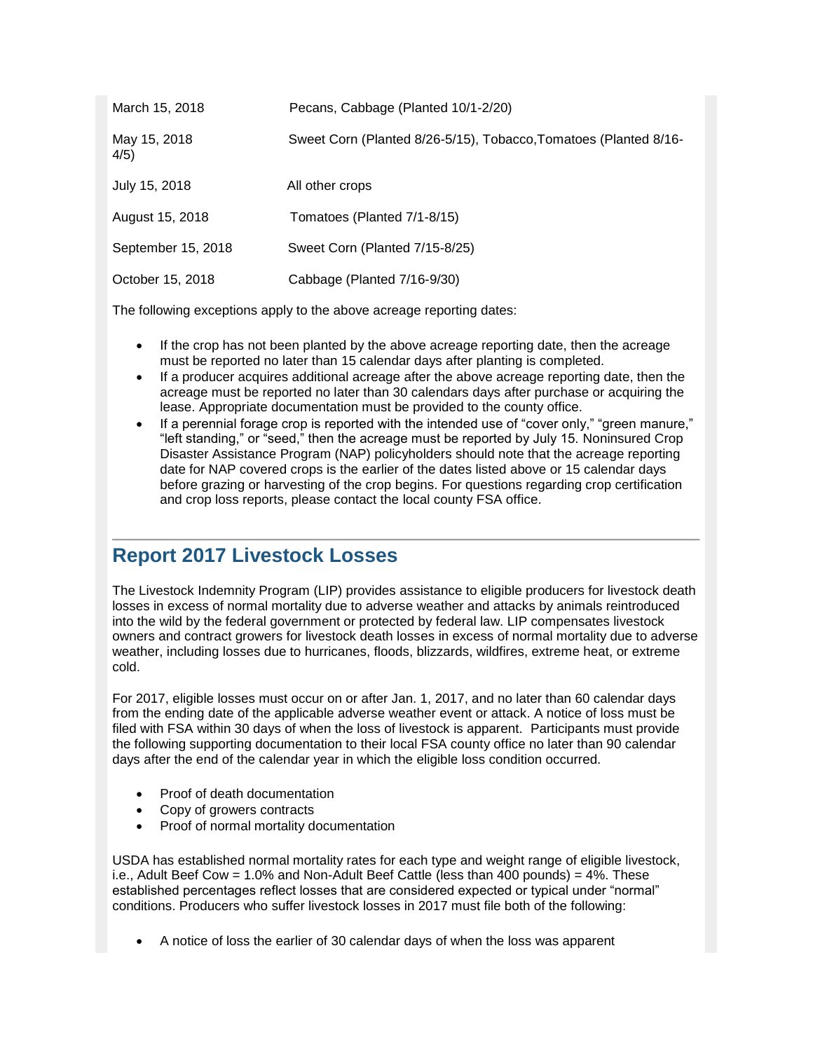| | |
|---|---|
| March 15, 2018 | Pecans, Cabbage (Planted 10/1-2/20) |
| May 15, 2018 | Sweet Corn (Planted 8/26-5/15), Tobacco,Tomatoes (Planted 8/16-4/5) |
| July 15, 2018 | All other crops |
| August 15, 2018 | Tomatoes (Planted 7/1-8/15) |
| September 15, 2018 | Sweet Corn (Planted 7/15-8/25) |
| October 15, 2018 | Cabbage (Planted 7/16-9/30) |

The following exceptions apply to the above acreage reporting dates:

- If the crop has not been planted by the above acreage reporting date, then the acreage must be reported no later than 15 calendar days after planting is completed.
- If a producer acquires additional acreage after the above acreage reporting date, then the acreage must be reported no later than 30 calendars days after purchase or acquiring the lease. Appropriate documentation must be provided to the county office.
- If a perennial forage crop is reported with the intended use of "cover only," "green manure," "left standing," or "seed," then the acreage must be reported by July 15. Noninsured Crop Disaster Assistance Program (NAP) policyholders should note that the acreage reporting date for NAP covered crops is the earlier of the dates listed above or 15 calendar days before grazing or harvesting of the crop begins. For questions regarding crop certification and crop loss reports, please contact the local county FSA office.

## Report 2017 Livestock Losses

The Livestock Indemnity Program (LIP) provides assistance to eligible producers for livestock death losses in excess of normal mortality due to adverse weather and attacks by animals reintroduced into the wild by the federal government or protected by federal law. LIP compensates livestock owners and contract growers for livestock death losses in excess of normal mortality due to adverse weather, including losses due to hurricanes, floods, blizzards, wildfires, extreme heat, or extreme cold.

For 2017, eligible losses must occur on or after Jan. 1, 2017, and no later than 60 calendar days from the ending date of the applicable adverse weather event or attack. A notice of loss must be filed with FSA within 30 days of when the loss of livestock is apparent. Participants must provide the following supporting documentation to their local FSA county office no later than 90 calendar days after the end of the calendar year in which the eligible loss condition occurred.

- Proof of death documentation
- Copy of growers contracts
- Proof of normal mortality documentation

USDA has established normal mortality rates for each type and weight range of eligible livestock, i.e., Adult Beef Cow = 1.0% and Non-Adult Beef Cattle (less than 400 pounds) = 4%. These established percentages reflect losses that are considered expected or typical under "normal" conditions. Producers who suffer livestock losses in 2017 must file both of the following:

- A notice of loss the earlier of 30 calendar days of when the loss was apparent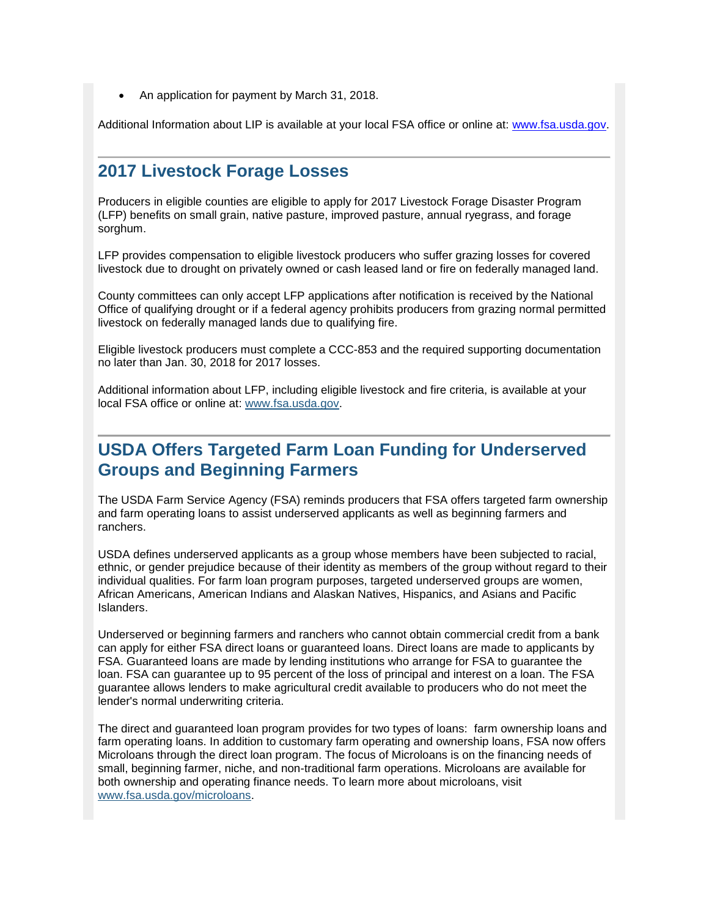- An application for payment by March 31, 2018.

Additional Information about LIP is available at your local FSA office or online at: [www.fsa.usda.gov](www.fsa.usda.gov).

## 2017 Livestock Forage Losses

Producers in eligible counties are eligible to apply for 2017 Livestock Forage Disaster Program (LFP) benefits on small grain, native pasture, improved pasture, annual ryegrass, and forage sorghum.

LFP provides compensation to eligible livestock producers who suffer grazing losses for covered livestock due to drought on privately owned or cash leased land or fire on federally managed land.

County committees can only accept LFP applications after notification is received by the National Office of qualifying drought or if a federal agency prohibits producers from grazing normal permitted livestock on federally managed lands due to qualifying fire.

Eligible livestock producers must complete a CCC-853 and the required supporting documentation no later than Jan. 30, 2018 for 2017 losses.

Additional information about LFP, including eligible livestock and fire criteria, is available at your local FSA office or online at: [www.fsa.usda.gov](www.fsa.usda.gov).

## USDA Offers Targeted Farm Loan Funding for Underserved Groups and Beginning Farmers

The USDA Farm Service Agency (FSA) reminds producers that FSA offers targeted farm ownership and farm operating loans to assist underserved applicants as well as beginning farmers and ranchers.

USDA defines underserved applicants as a group whose members have been subjected to racial, ethnic, or gender prejudice because of their identity as members of the group without regard to their individual qualities. For farm loan program purposes, targeted underserved groups are women, African Americans, American Indians and Alaskan Natives, Hispanics, and Asians and Pacific Islanders.

Underserved or beginning farmers and ranchers who cannot obtain commercial credit from a bank can apply for either FSA direct loans or guaranteed loans. Direct loans are made to applicants by FSA. Guaranteed loans are made by lending institutions who arrange for FSA to guarantee the loan. FSA can guarantee up to 95 percent of the loss of principal and interest on a loan. The FSA guarantee allows lenders to make agricultural credit available to producers who do not meet the lender's normal underwriting criteria.

The direct and guaranteed loan program provides for two types of loans: farm ownership loans and farm operating loans. In addition to customary farm operating and ownership loans, FSA now offers Microloans through the direct loan program. The focus of Microloans is on the financing needs of small, beginning farmer, niche, and non-traditional farm operations. Microloans are available for both ownership and operating finance needs. To learn more about microloans, visit [www.fsa.usda.gov/microloans](www.fsa.usda.gov/microloans).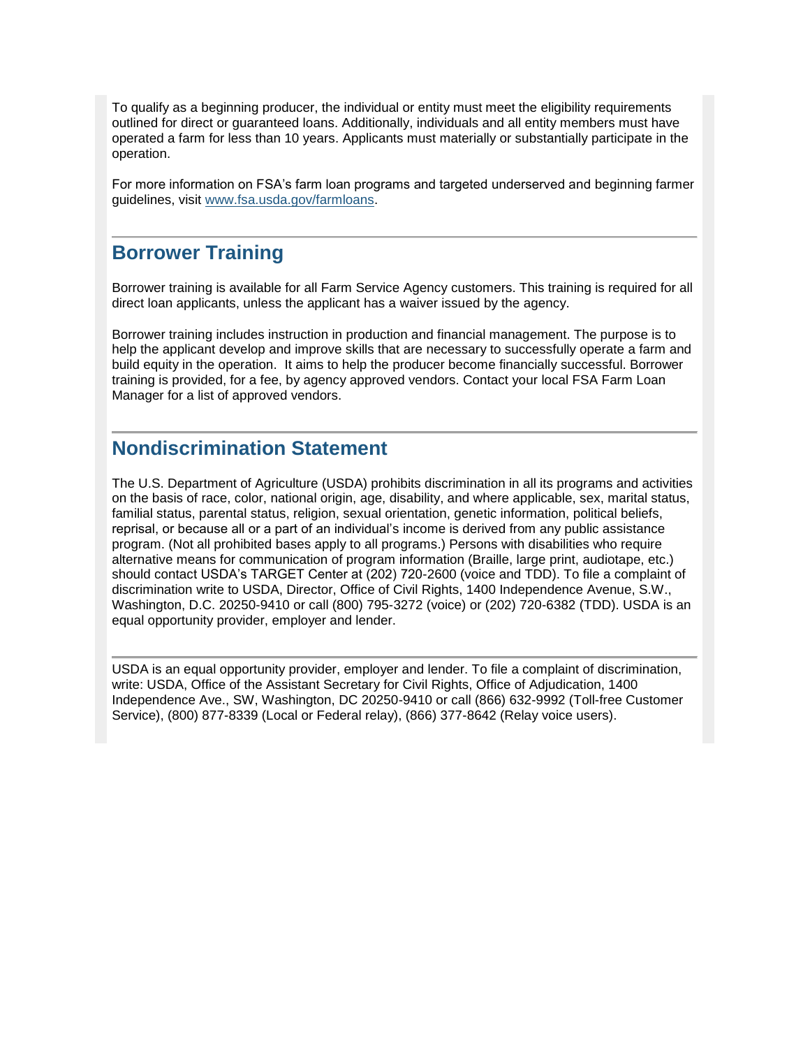To qualify as a beginning producer, the individual or entity must meet the eligibility requirements outlined for direct or guaranteed loans. Additionally, individuals and all entity members must have operated a farm for less than 10 years. Applicants must materially or substantially participate in the operation.

For more information on FSA's farm loan programs and targeted underserved and beginning farmer guidelines, visit [www.fsa.usda.gov/farmloans](http://www.fsa.usda.gov/farmloans).

---

## Borrower Training

Borrower training is available for all Farm Service Agency customers. This training is required for all direct loan applicants, unless the applicant has a waiver issued by the agency.

Borrower training includes instruction in production and financial management. The purpose is to help the applicant develop and improve skills that are necessary to successfully operate a farm and build equity in the operation. It aims to help the producer become financially successful. Borrower training is provided, for a fee, by agency approved vendors. Contact your local FSA Farm Loan Manager for a list of approved vendors.

---

## Nondiscrimination Statement

The U.S. Department of Agriculture (USDA) prohibits discrimination in all its programs and activities on the basis of race, color, national origin, age, disability, and where applicable, sex, marital status, familial status, parental status, religion, sexual orientation, genetic information, political beliefs, reprisal, or because all or a part of an individual's income is derived from any public assistance program. (Not all prohibited bases apply to all programs.) Persons with disabilities who require alternative means for communication of program information (Braille, large print, audiotape, etc.) should contact USDA's TARGET Center at (202) 720-2600 (voice and TDD). To file a complaint of discrimination write to USDA, Director, Office of Civil Rights, 1400 Independence Avenue, S.W., Washington, D.C. 20250-9410 or call (800) 795-3272 (voice) or (202) 720-6382 (TDD). USDA is an equal opportunity provider, employer and lender.

---

USDA is an equal opportunity provider, employer and lender. To file a complaint of discrimination, write: USDA, Office of the Assistant Secretary for Civil Rights, Office of Adjudication, 1400 Independence Ave., SW, Washington, DC 20250-9410 or call (866) 632-9992 (Toll-free Customer Service), (800) 877-8339 (Local or Federal relay), (866) 377-8642 (Relay voice users).